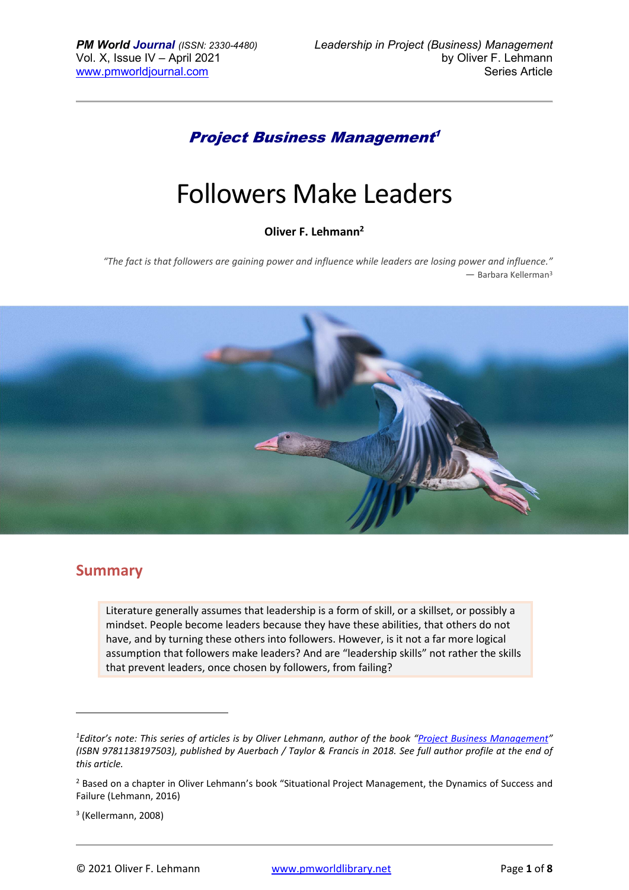## *Project Business Management*[1]

# Followers Make Leaders

**Oliver F. Lehmann**[2]

*"The fact is that followers are gaining power and influence while leaders are losing power and influence."*
— Barbara Kellerman[3]

## Summary

> Literature generally assumes that leadership is a form of skill, or a skillset, or possibly a mindset. People become leaders because they have these abilities, that others do not have, and by turning these others into followers. However, is it not a far more logical assumption that followers make leaders? And are "leadership skills" not rather the skills that prevent leaders, once chosen by followers, from failing?

---

[1] *Editor's note: This series of articles is by Oliver Lehmann, author of the book "Project Business Management" (ISBN 9781138197503), published by Auerbach / Taylor & Francis in 2018. See full author profile at the end of this article.*

[2] Based on a chapter in Oliver Lehmann's book "Situational Project Management, the Dynamics of Success and Failure (Lehmann, 2016)

[3] (Kellermann, 2008)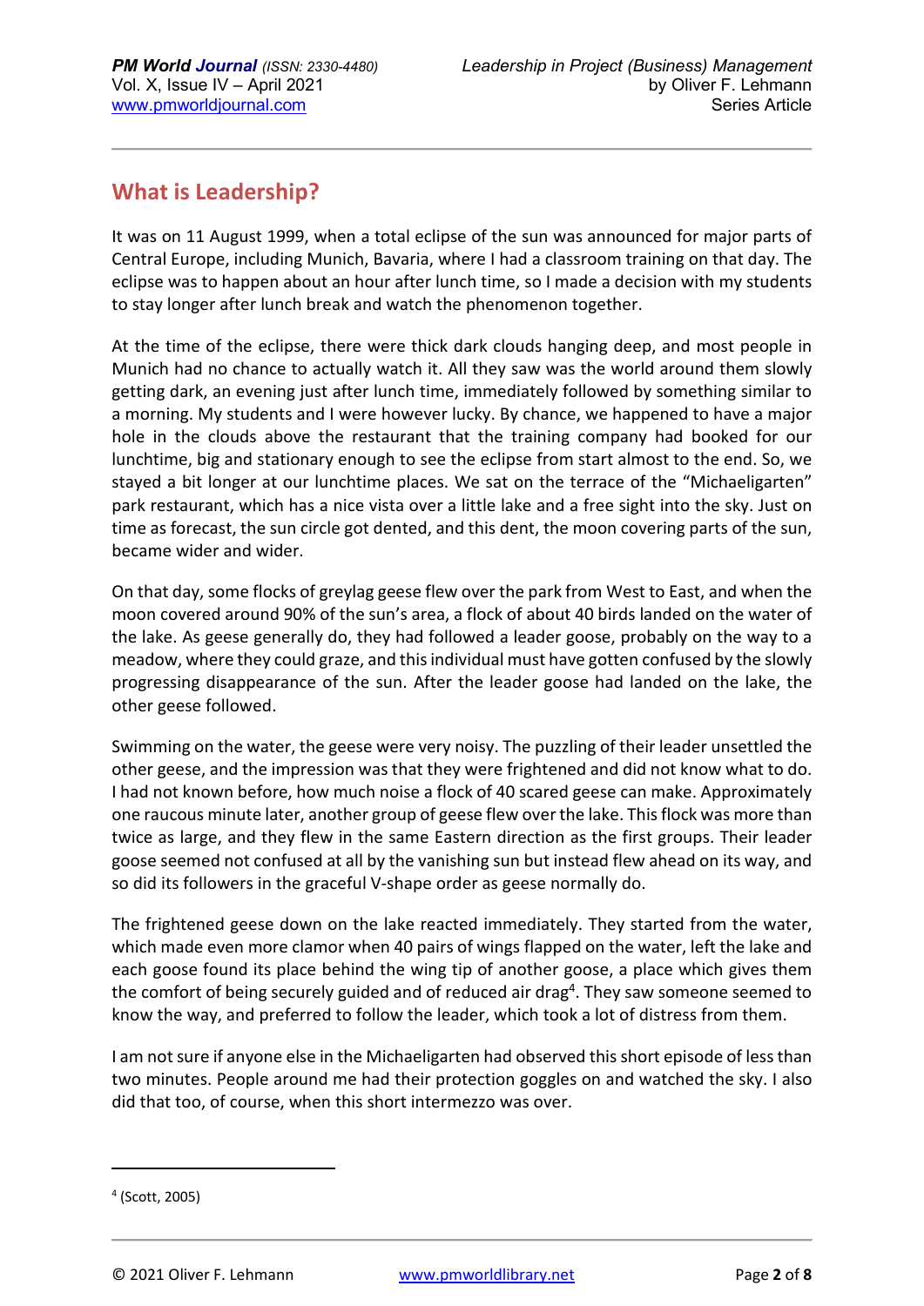## What is Leadership?

It was on 11 August 1999, when a total eclipse of the sun was announced for major parts of Central Europe, including Munich, Bavaria, where I had a classroom training on that day. The eclipse was to happen about an hour after lunch time, so I made a decision with my students to stay longer after lunch break and watch the phenomenon together.

At the time of the eclipse, there were thick dark clouds hanging deep, and most people in Munich had no chance to actually watch it. All they saw was the world around them slowly getting dark, an evening just after lunch time, immediately followed by something similar to a morning. My students and I were however lucky. By chance, we happened to have a major hole in the clouds above the restaurant that the training company had booked for our lunchtime, big and stationary enough to see the eclipse from start almost to the end. So, we stayed a bit longer at our lunchtime places. We sat on the terrace of the "Michaeligarten" park restaurant, which has a nice vista over a little lake and a free sight into the sky. Just on time as forecast, the sun circle got dented, and this dent, the moon covering parts of the sun, became wider and wider.

On that day, some flocks of greylag geese flew over the park from West to East, and when the moon covered around 90% of the sun's area, a flock of about 40 birds landed on the water of the lake. As geese generally do, they had followed a leader goose, probably on the way to a meadow, where they could graze, and this individual must have gotten confused by the slowly progressing disappearance of the sun. After the leader goose had landed on the lake, the other geese followed.

Swimming on the water, the geese were very noisy. The puzzling of their leader unsettled the other geese, and the impression was that they were frightened and did not know what to do. I had not known before, how much noise a flock of 40 scared geese can make. Approximately one raucous minute later, another group of geese flew over the lake. This flock was more than twice as large, and they flew in the same Eastern direction as the first groups. Their leader goose seemed not confused at all by the vanishing sun but instead flew ahead on its way, and so did its followers in the graceful V-shape order as geese normally do.

The frightened geese down on the lake reacted immediately. They started from the water, which made even more clamor when 40 pairs of wings flapped on the water, left the lake and each goose found its place behind the wing tip of another goose, a place which gives them the comfort of being securely guided and of reduced air drag[4]. They saw someone seemed to know the way, and preferred to follow the leader, which took a lot of distress from them.

I am not sure if anyone else in the Michaeligarten had observed this short episode of less than two minutes. People around me had their protection goggles on and watched the sky. I also did that too, of course, when this short intermezzo was over.

---

[4] (Scott, 2005)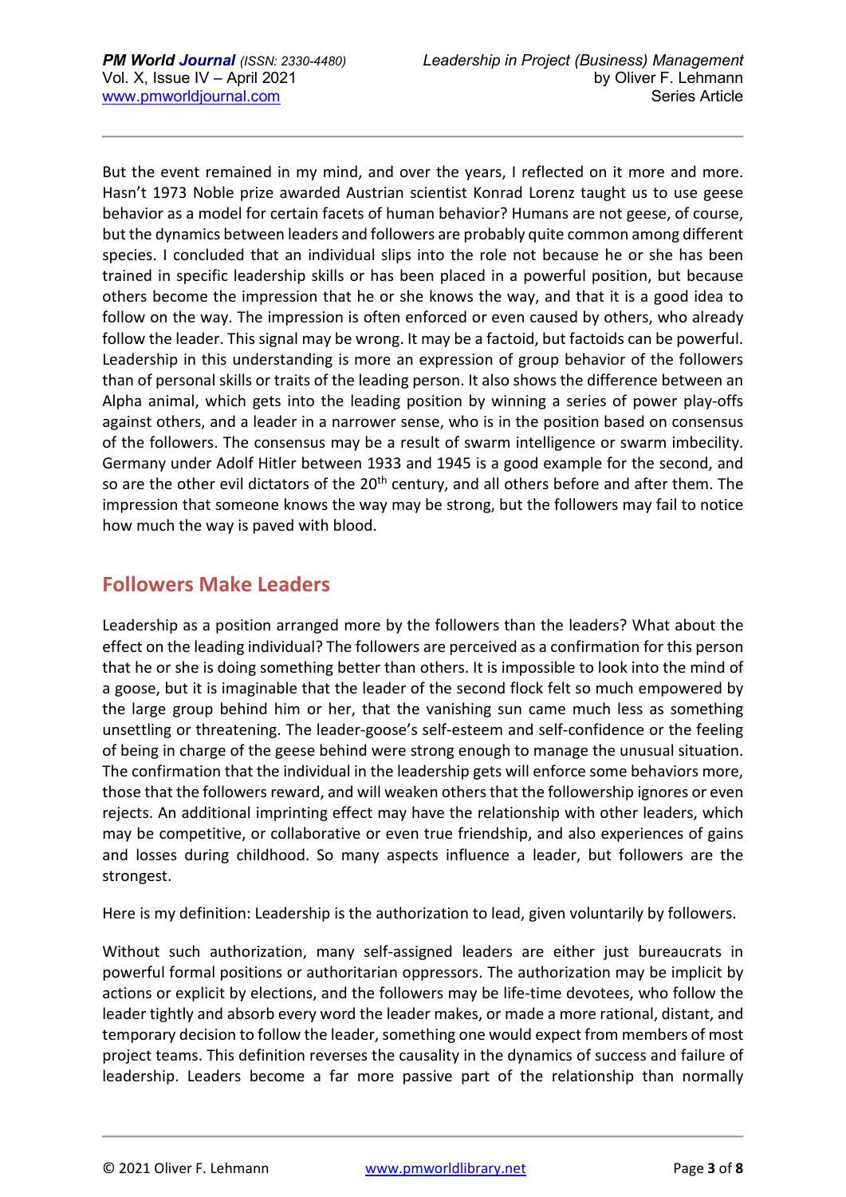But the event remained in my mind, and over the years, I reflected on it more and more. Hasn't 1973 Noble prize awarded Austrian scientist Konrad Lorenz taught us to use geese behavior as a model for certain facets of human behavior? Humans are not geese, of course, but the dynamics between leaders and followers are probably quite common among different species. I concluded that an individual slips into the role not because he or she has been trained in specific leadership skills or has been placed in a powerful position, but because others become the impression that he or she knows the way, and that it is a good idea to follow on the way. The impression is often enforced or even caused by others, who already follow the leader. This signal may be wrong. It may be a factoid, but factoids can be powerful. Leadership in this understanding is more an expression of group behavior of the followers than of personal skills or traits of the leading person. It also shows the difference between an Alpha animal, which gets into the leading position by winning a series of power play-offs against others, and a leader in a narrower sense, who is in the position based on consensus of the followers. The consensus may be a result of swarm intelligence or swarm imbecility. Germany under Adolf Hitler between 1933 and 1945 is a good example for the second, and so are the other evil dictators of the 20th century, and all others before and after them. The impression that someone knows the way may be strong, but the followers may fail to notice how much the way is paved with blood.

## Followers Make Leaders

Leadership as a position arranged more by the followers than the leaders? What about the effect on the leading individual? The followers are perceived as a confirmation for this person that he or she is doing something better than others. It is impossible to look into the mind of a goose, but it is imaginable that the leader of the second flock felt so much empowered by the large group behind him or her, that the vanishing sun came much less as something unsettling or threatening. The leader-goose's self-esteem and self-confidence or the feeling of being in charge of the geese behind were strong enough to manage the unusual situation. The confirmation that the individual in the leadership gets will enforce some behaviors more, those that the followers reward, and will weaken others that the followership ignores or even rejects. An additional imprinting effect may have the relationship with other leaders, which may be competitive, or collaborative or even true friendship, and also experiences of gains and losses during childhood. So many aspects influence a leader, but followers are the strongest.

Here is my definition: Leadership is the authorization to lead, given voluntarily by followers.

Without such authorization, many self-assigned leaders are either just bureaucrats in powerful formal positions or authoritarian oppressors. The authorization may be implicit by actions or explicit by elections, and the followers may be life-time devotees, who follow the leader tightly and absorb every word the leader makes, or made a more rational, distant, and temporary decision to follow the leader, something one would expect from members of most project teams. This definition reverses the causality in the dynamics of success and failure of leadership. Leaders become a far more passive part of the relationship than normally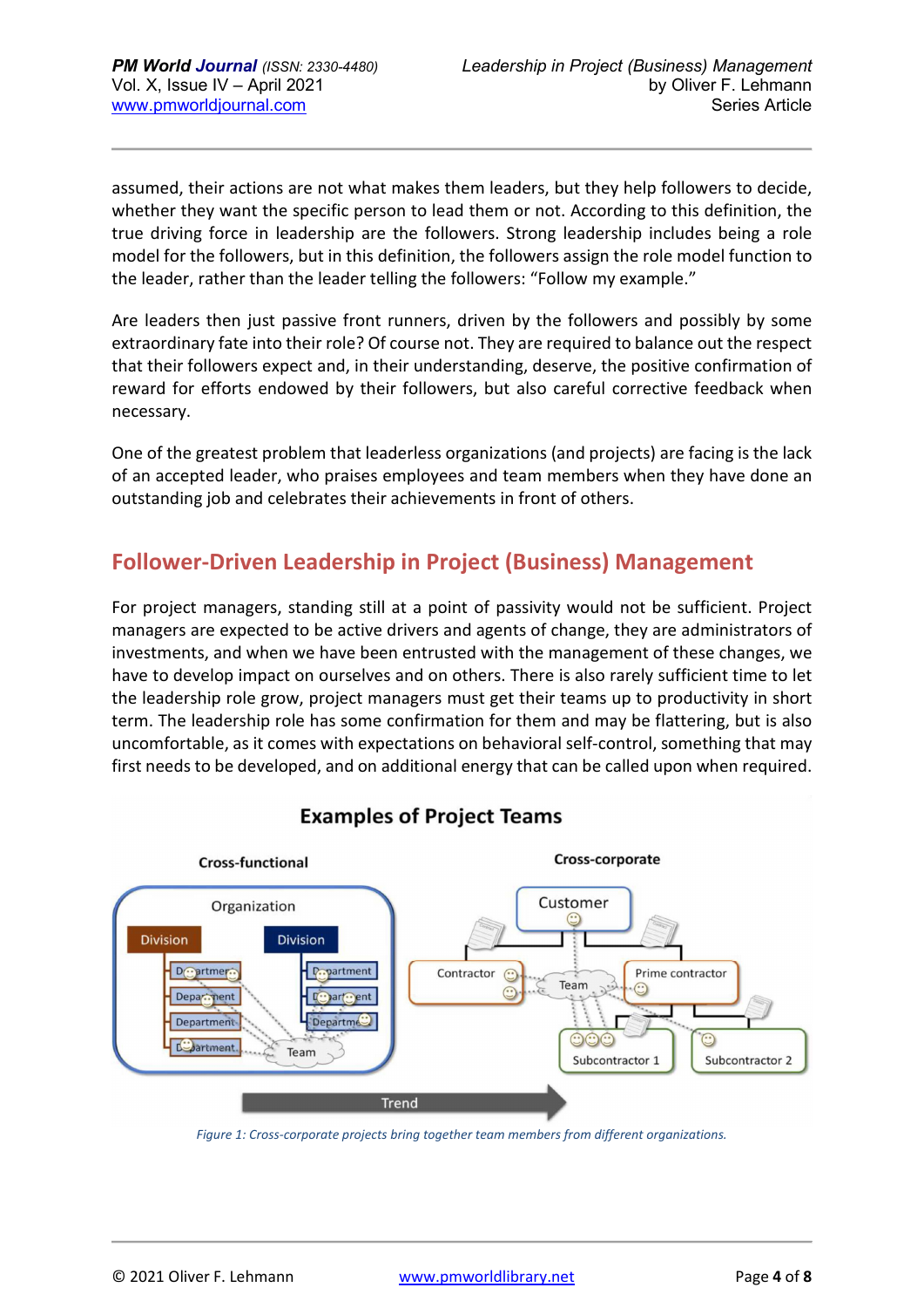assumed, their actions are not what makes them leaders, but they help followers to decide, whether they want the specific person to lead them or not. According to this definition, the true driving force in leadership are the followers. Strong leadership includes being a role model for the followers, but in this definition, the followers assign the role model function to the leader, rather than the leader telling the followers: "Follow my example."

Are leaders then just passive front runners, driven by the followers and possibly by some extraordinary fate into their role? Of course not. They are required to balance out the respect that their followers expect and, in their understanding, deserve, the positive confirmation of reward for efforts endowed by their followers, but also careful corrective feedback when necessary.

One of the greatest problem that leaderless organizations (and projects) are facing is the lack of an accepted leader, who praises employees and team members when they have done an outstanding job and celebrates their achievements in front of others.

## Follower-Driven Leadership in Project (Business) Management

For project managers, standing still at a point of passivity would not be sufficient. Project managers are expected to be active drivers and agents of change, they are administrators of investments, and when we have been entrusted with the management of these changes, we have to develop impact on ourselves and on others. There is also rarely sufficient time to let the leadership role grow, project managers must get their teams up to productivity in short term. The leadership role has some confirmation for them and may be flattering, but is also uncomfortable, as it comes with expectations on behavioral self-control, something that may first needs to be developed, and on additional energy that can be called upon when required.

**Examples of Project Teams**

*Figure 1: Cross-corporate projects bring together team members from different organizations.*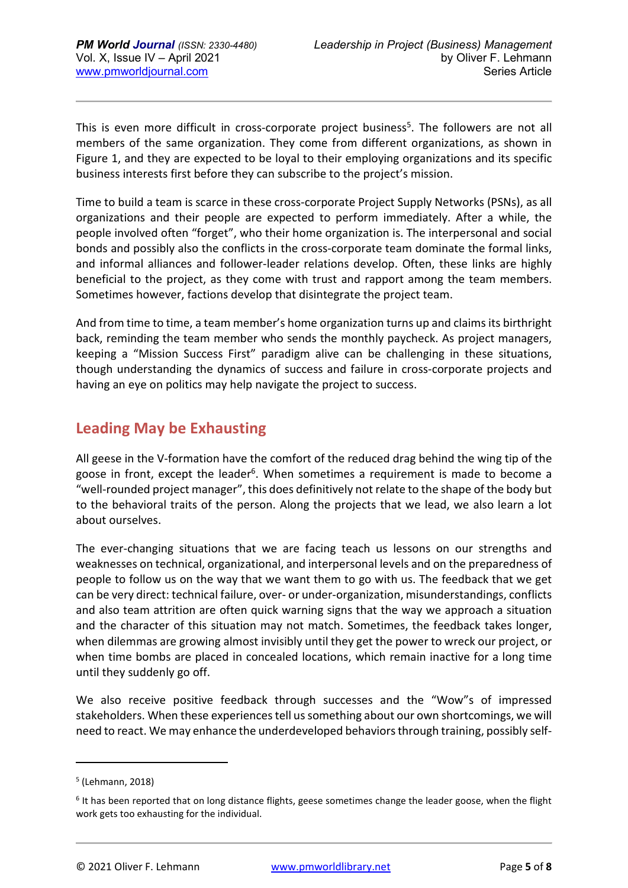This is even more difficult in cross-corporate project business[5]. The followers are not all members of the same organization. They come from different organizations, as shown in Figure 1, and they are expected to be loyal to their employing organizations and its specific business interests first before they can subscribe to the project's mission.

Time to build a team is scarce in these cross-corporate Project Supply Networks (PSNs), as all organizations and their people are expected to perform immediately. After a while, the people involved often "forget", who their home organization is. The interpersonal and social bonds and possibly also the conflicts in the cross-corporate team dominate the formal links, and informal alliances and follower-leader relations develop. Often, these links are highly beneficial to the project, as they come with trust and rapport among the team members. Sometimes however, factions develop that disintegrate the project team.

And from time to time, a team member's home organization turns up and claims its birthright back, reminding the team member who sends the monthly paycheck. As project managers, keeping a "Mission Success First" paradigm alive can be challenging in these situations, though understanding the dynamics of success and failure in cross-corporate projects and having an eye on politics may help navigate the project to success.

## Leading May be Exhausting

All geese in the V-formation have the comfort of the reduced drag behind the wing tip of the goose in front, except the leader[6]. When sometimes a requirement is made to become a "well-rounded project manager", this does definitively not relate to the shape of the body but to the behavioral traits of the person. Along the projects that we lead, we also learn a lot about ourselves.

The ever-changing situations that we are facing teach us lessons on our strengths and weaknesses on technical, organizational, and interpersonal levels and on the preparedness of people to follow us on the way that we want them to go with us. The feedback that we get can be very direct: technical failure, over- or under-organization, misunderstandings, conflicts and also team attrition are often quick warning signs that the way we approach a situation and the character of this situation may not match. Sometimes, the feedback takes longer, when dilemmas are growing almost invisibly until they get the power to wreck our project, or when time bombs are placed in concealed locations, which remain inactive for a long time until they suddenly go off.

We also receive positive feedback through successes and the "Wow"s of impressed stakeholders. When these experiences tell us something about our own shortcomings, we will need to react. We may enhance the underdeveloped behaviors through training, possibly self-

---

[5] (Lehmann, 2018)

[6] It has been reported that on long distance flights, geese sometimes change the leader goose, when the flight work gets too exhausting for the individual.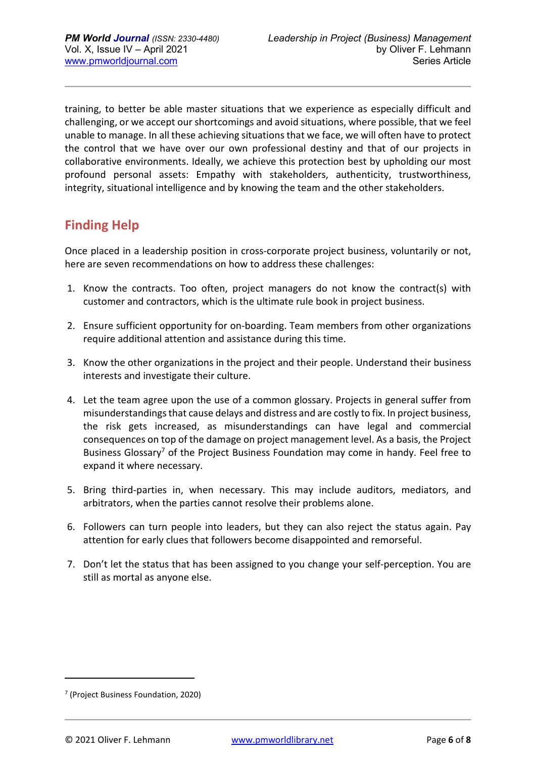training, to better be able master situations that we experience as especially difficult and challenging, or we accept our shortcomings and avoid situations, where possible, that we feel unable to manage. In all these achieving situations that we face, we will often have to protect the control that we have over our own professional destiny and that of our projects in collaborative environments. Ideally, we achieve this protection best by upholding our most profound personal assets: Empathy with stakeholders, authenticity, trustworthiness, integrity, situational intelligence and by knowing the team and the other stakeholders.

## Finding Help

Once placed in a leadership position in cross-corporate project business, voluntarily or not, here are seven recommendations on how to address these challenges:

1. Know the contracts. Too often, project managers do not know the contract(s) with customer and contractors, which is the ultimate rule book in project business.
2. Ensure sufficient opportunity for on-boarding. Team members from other organizations require additional attention and assistance during this time.
3. Know the other organizations in the project and their people. Understand their business interests and investigate their culture.
4. Let the team agree upon the use of a common glossary. Projects in general suffer from misunderstandings that cause delays and distress and are costly to fix. In project business, the risk gets increased, as misunderstandings can have legal and commercial consequences on top of the damage on project management level. As a basis, the Project Business Glossary[7] of the Project Business Foundation may come in handy. Feel free to expand it where necessary.
5. Bring third-parties in, when necessary. This may include auditors, mediators, and arbitrators, when the parties cannot resolve their problems alone.
6. Followers can turn people into leaders, but they can also reject the status again. Pay attention for early clues that followers become disappointed and remorseful.
7. Don't let the status that has been assigned to you change your self-perception. You are still as mortal as anyone else.

[7] (Project Business Foundation, 2020)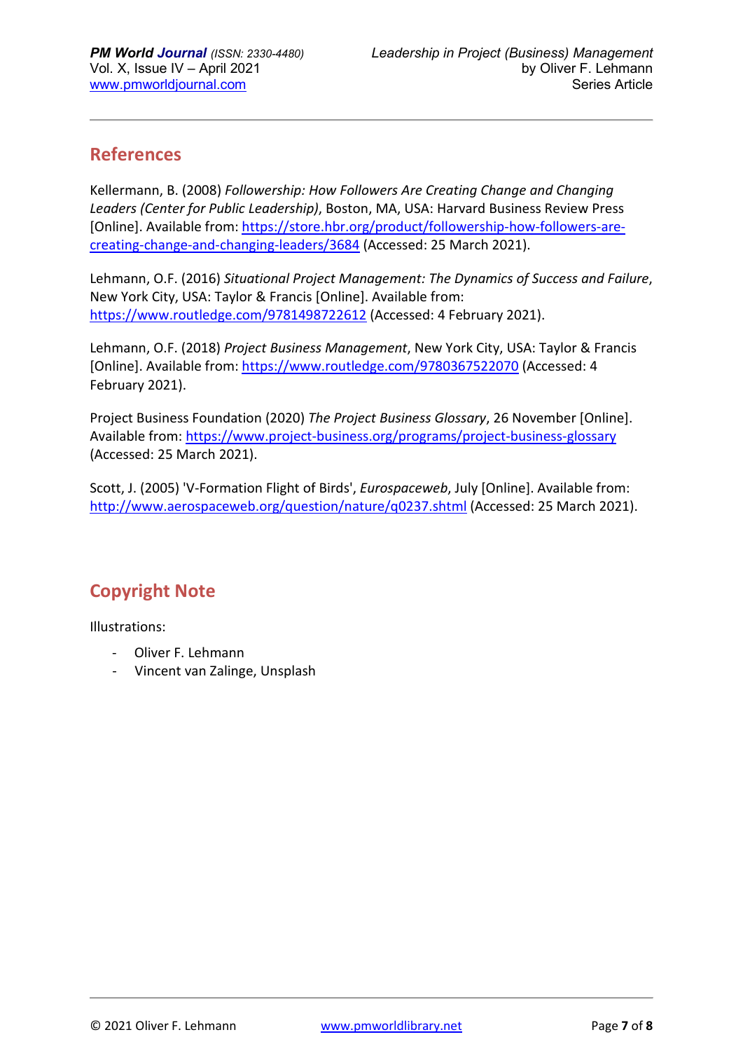## References

Kellermann, B. (2008) *Followership: How Followers Are Creating Change and Changing Leaders (Center for Public Leadership)*, Boston, MA, USA: Harvard Business Review Press [Online]. Available from: https://store.hbr.org/product/followership-how-followers-are-creating-change-and-changing-leaders/3684 (Accessed: 25 March 2021).

Lehmann, O.F. (2016) *Situational Project Management: The Dynamics of Success and Failure*, New York City, USA: Taylor & Francis [Online]. Available from: https://www.routledge.com/9781498722612 (Accessed: 4 February 2021).

Lehmann, O.F. (2018) *Project Business Management*, New York City, USA: Taylor & Francis [Online]. Available from: https://www.routledge.com/9780367522070 (Accessed: 4 February 2021).

Project Business Foundation (2020) *The Project Business Glossary*, 26 November [Online]. Available from: https://www.project-business.org/programs/project-business-glossary (Accessed: 25 March 2021).

Scott, J. (2005) 'V-Formation Flight of Birds', *Eurospaceweb*, July [Online]. Available from: http://www.aerospaceweb.org/question/nature/q0237.shtml (Accessed: 25 March 2021).

## Copyright Note

Illustrations:

- Oliver F. Lehmann
- Vincent van Zalinge, Unsplash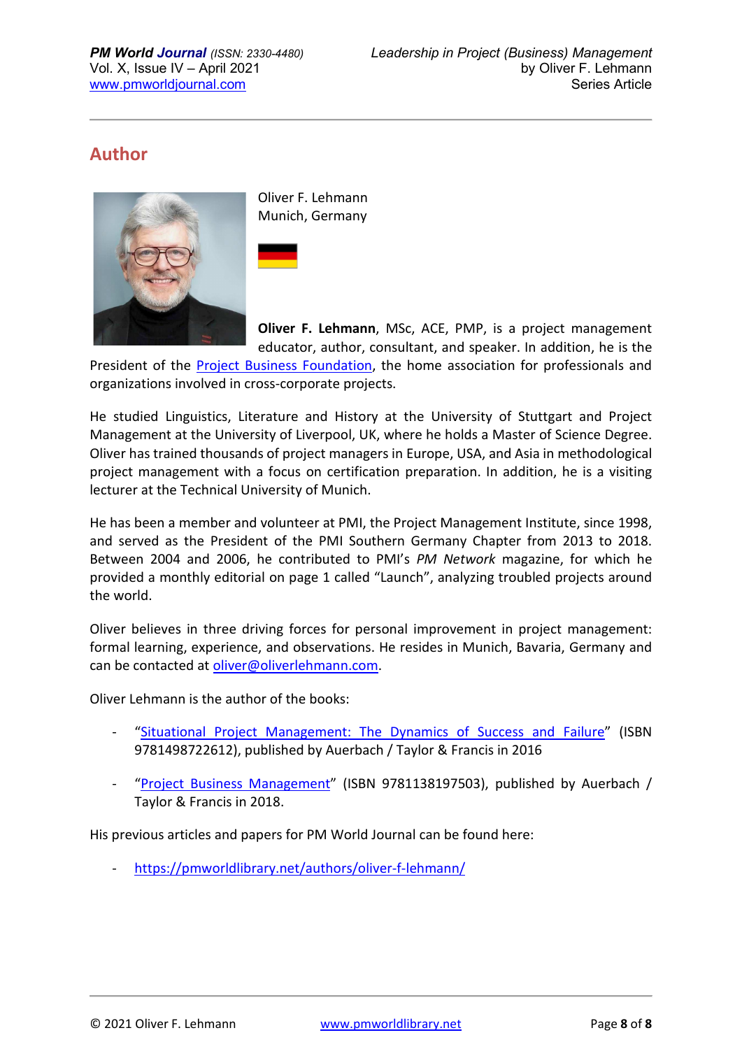## Author

Oliver F. Lehmann
Munich, Germany

**Oliver F. Lehmann**, MSc, ACE, PMP, is a project management educator, author, consultant, and speaker. In addition, he is the President of the [Project Business Foundation](), the home association for professionals and organizations involved in cross-corporate projects.

He studied Linguistics, Literature and History at the University of Stuttgart and Project Management at the University of Liverpool, UK, where he holds a Master of Science Degree. Oliver has trained thousands of project managers in Europe, USA, and Asia in methodological project management with a focus on certification preparation. In addition, he is a visiting lecturer at the Technical University of Munich.

He has been a member and volunteer at PMI, the Project Management Institute, since 1998, and served as the President of the PMI Southern Germany Chapter from 2013 to 2018. Between 2004 and 2006, he contributed to PMI's *PM Network* magazine, for which he provided a monthly editorial on page 1 called "Launch", analyzing troubled projects around the world.

Oliver believes in three driving forces for personal improvement in project management: formal learning, experience, and observations. He resides in Munich, Bavaria, Germany and can be contacted at oliver@oliverlehmann.com.

Oliver Lehmann is the author of the books:

- "Situational Project Management: The Dynamics of Success and Failure" (ISBN 9781498722612), published by Auerbach / Taylor & Francis in 2016
- "Project Business Management" (ISBN 9781138197503), published by Auerbach / Taylor & Francis in 2018.

His previous articles and papers for PM World Journal can be found here:

- https://pmworldlibrary.net/authors/oliver-f-lehmann/